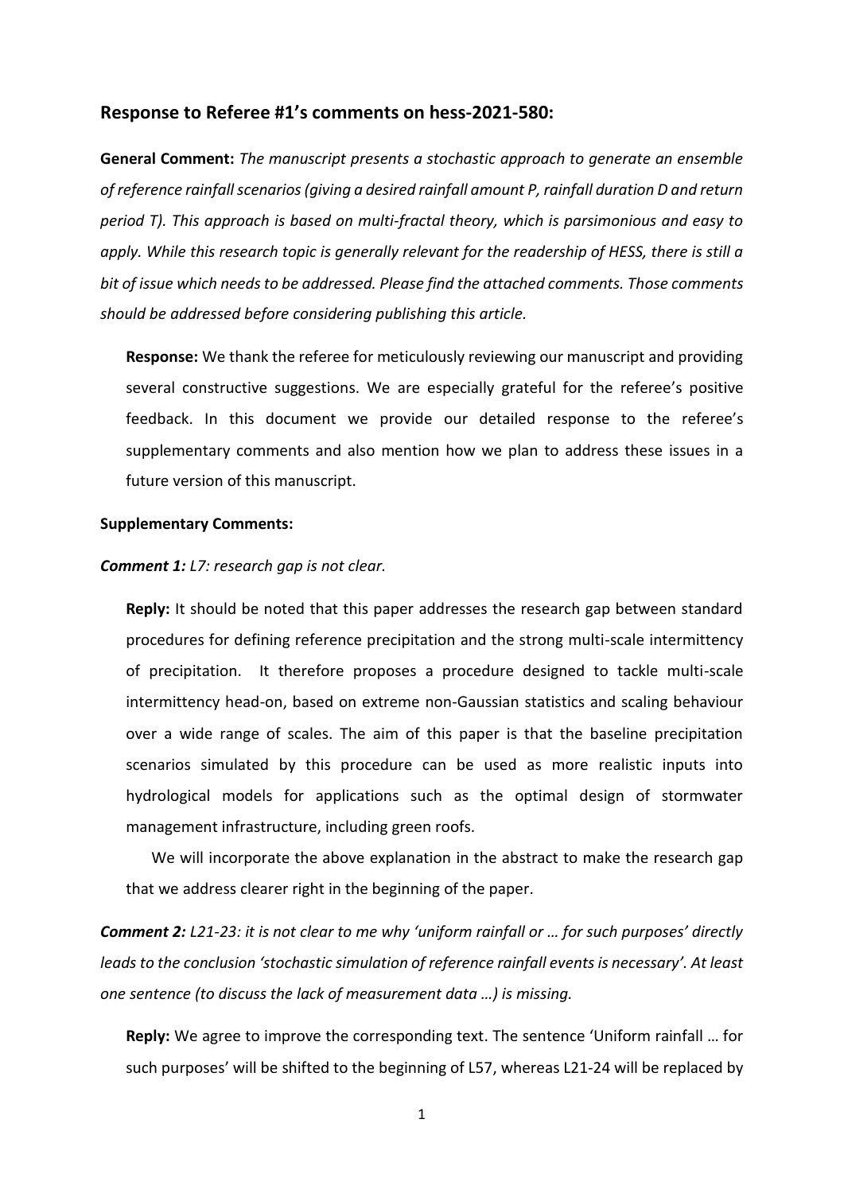## Response to Referee #1's comments on hess-2021-580:

**General Comment:** *The manuscript presents a stochastic approach to generate an ensemble of reference rainfall scenarios (giving a desired rainfall amount P, rainfall duration D and return period T). This approach is based on multi-fractal theory, which is parsimonious and easy to apply. While this research topic is generally relevant for the readership of HESS, there is still a bit of issue which needs to be addressed. Please find the attached comments. Those comments should be addressed before considering publishing this article.*

**Response:** We thank the referee for meticulously reviewing our manuscript and providing several constructive suggestions. We are especially grateful for the referee's positive feedback. In this document we provide our detailed response to the referee's supplementary comments and also mention how we plan to address these issues in a future version of this manuscript.

**Supplementary Comments:**

***Comment 1:*** *L7: research gap is not clear.*

**Reply:** It should be noted that this paper addresses the research gap between standard procedures for defining reference precipitation and the strong multi-scale intermittency of precipitation. It therefore proposes a procedure designed to tackle multi-scale intermittency head-on, based on extreme non-Gaussian statistics and scaling behaviour over a wide range of scales. The aim of this paper is that the baseline precipitation scenarios simulated by this procedure can be used as more realistic inputs into hydrological models for applications such as the optimal design of stormwater management infrastructure, including green roofs.

We will incorporate the above explanation in the abstract to make the research gap that we address clearer right in the beginning of the paper.

***Comment 2:*** *L21-23: it is not clear to me why 'uniform rainfall or … for such purposes' directly leads to the conclusion 'stochastic simulation of reference rainfall events is necessary'. At least one sentence (to discuss the lack of measurement data …) is missing.*

**Reply:** We agree to improve the corresponding text. The sentence 'Uniform rainfall … for such purposes' will be shifted to the beginning of L57, whereas L21-24 will be replaced by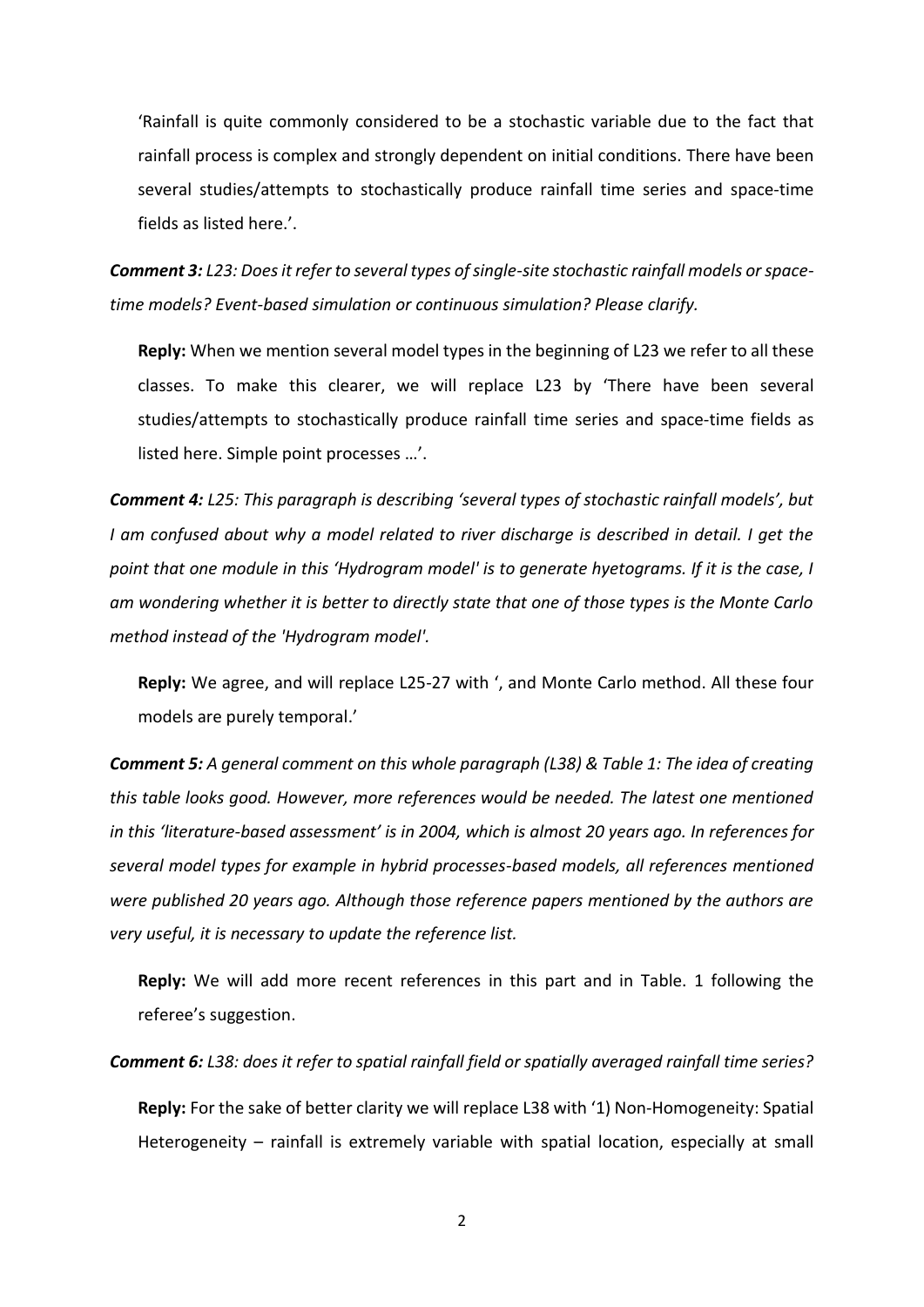'Rainfall is quite commonly considered to be a stochastic variable due to the fact that rainfall process is complex and strongly dependent on initial conditions. There have been several studies/attempts to stochastically produce rainfall time series and space-time fields as listed here.'.

***Comment 3:*** *L23: Does it refer to several types of single-site stochastic rainfall models or space-time models? Event-based simulation or continuous simulation? Please clarify.*

**Reply:** When we mention several model types in the beginning of L23 we refer to all these classes. To make this clearer, we will replace L23 by 'There have been several studies/attempts to stochastically produce rainfall time series and space-time fields as listed here. Simple point processes …'.

***Comment 4:*** *L25: This paragraph is describing 'several types of stochastic rainfall models', but I am confused about why a model related to river discharge is described in detail. I get the point that one module in this 'Hydrogram model' is to generate hyetograms. If it is the case, I am wondering whether it is better to directly state that one of those types is the Monte Carlo method instead of the 'Hydrogram model'.*

**Reply:** We agree, and will replace L25-27 with ', and Monte Carlo method. All these four models are purely temporal.'

***Comment 5:*** *A general comment on this whole paragraph (L38) & Table 1: The idea of creating this table looks good. However, more references would be needed. The latest one mentioned in this 'literature-based assessment' is in 2004, which is almost 20 years ago. In references for several model types for example in hybrid processes-based models, all references mentioned were published 20 years ago. Although those reference papers mentioned by the authors are very useful, it is necessary to update the reference list.*

**Reply:** We will add more recent references in this part and in Table. 1 following the referee's suggestion.

***Comment 6:*** *L38: does it refer to spatial rainfall field or spatially averaged rainfall time series?*

**Reply:** For the sake of better clarity we will replace L38 with '1) Non-Homogeneity: Spatial Heterogeneity – rainfall is extremely variable with spatial location, especially at small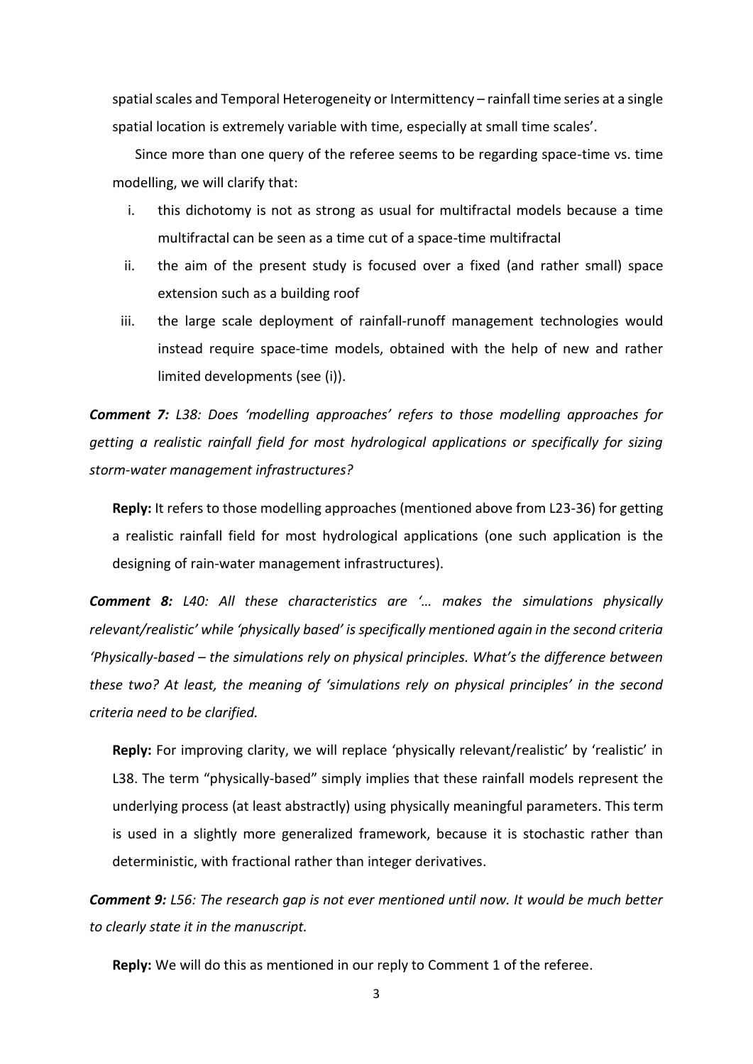spatial scales and Temporal Heterogeneity or Intermittency – rainfall time series at a single spatial location is extremely variable with time, especially at small time scales'.

Since more than one query of the referee seems to be regarding space-time vs. time modelling, we will clarify that:

i. this dichotomy is not as strong as usual for multifractal models because a time multifractal can be seen as a time cut of a space-time multifractal
ii. the aim of the present study is focused over a fixed (and rather small) space extension such as a building roof
iii. the large scale deployment of rainfall-runoff management technologies would instead require space-time models, obtained with the help of new and rather limited developments (see (i)).

***Comment 7:*** *L38: Does 'modelling approaches' refers to those modelling approaches for getting a realistic rainfall field for most hydrological applications or specifically for sizing storm-water management infrastructures?*

**Reply:** It refers to those modelling approaches (mentioned above from L23-36) for getting a realistic rainfall field for most hydrological applications (one such application is the designing of rain-water management infrastructures).

***Comment 8:*** *L40: All these characteristics are '… makes the simulations physically relevant/realistic' while 'physically based' is specifically mentioned again in the second criteria 'Physically-based – the simulations rely on physical principles. What's the difference between these two? At least, the meaning of 'simulations rely on physical principles' in the second criteria need to be clarified.*

**Reply:** For improving clarity, we will replace 'physically relevant/realistic' by 'realistic' in L38. The term "physically-based" simply implies that these rainfall models represent the underlying process (at least abstractly) using physically meaningful parameters. This term is used in a slightly more generalized framework, because it is stochastic rather than deterministic, with fractional rather than integer derivatives.

***Comment 9:*** *L56: The research gap is not ever mentioned until now. It would be much better to clearly state it in the manuscript.*

**Reply:** We will do this as mentioned in our reply to Comment 1 of the referee.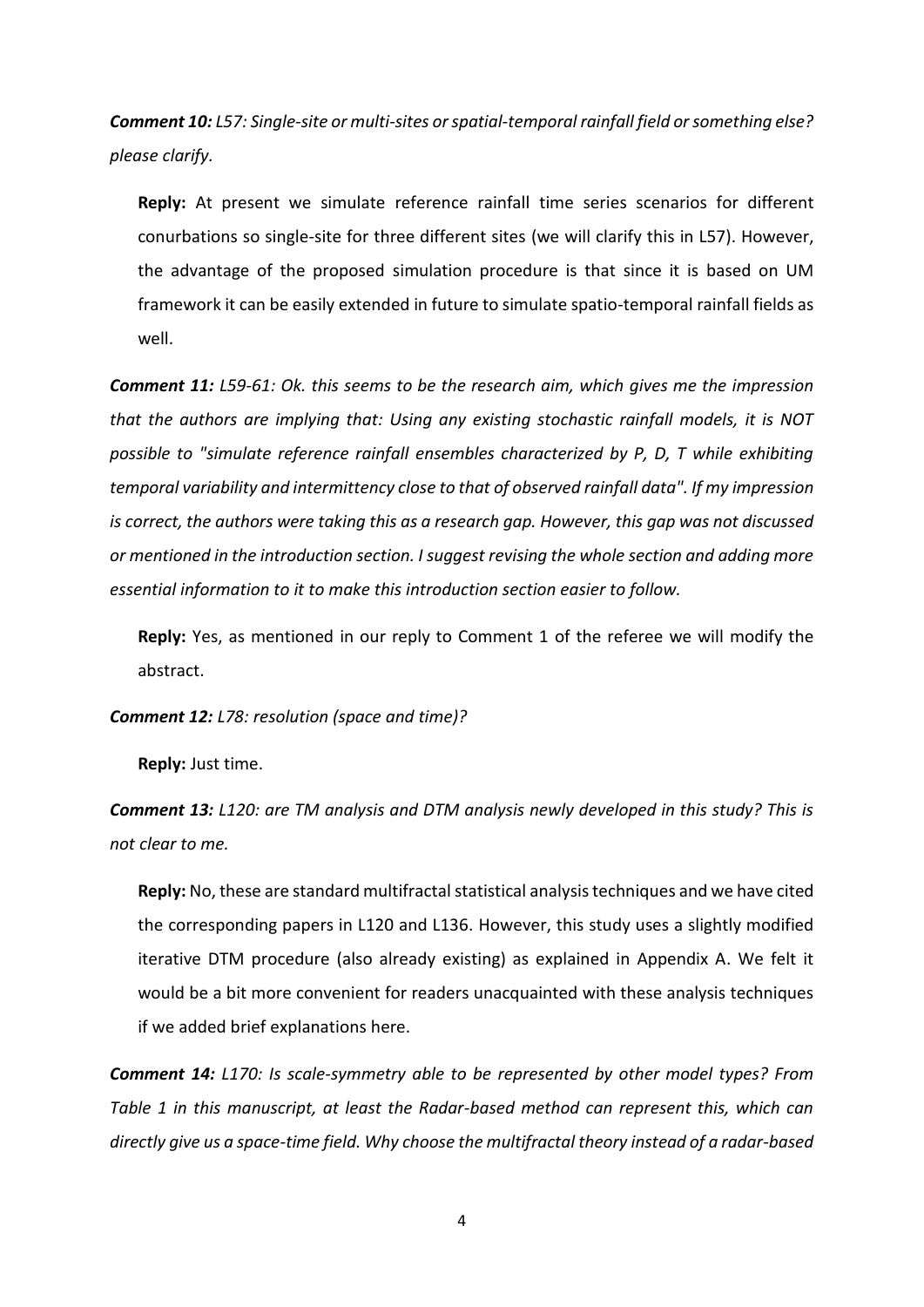***Comment 10:*** *L57: Single-site or multi-sites or spatial-temporal rainfall field or something else? please clarify.*

**Reply:** At present we simulate reference rainfall time series scenarios for different conurbations so single-site for three different sites (we will clarify this in L57). However, the advantage of the proposed simulation procedure is that since it is based on UM framework it can be easily extended in future to simulate spatio-temporal rainfall fields as well.

***Comment 11:*** *L59-61: Ok. this seems to be the research aim, which gives me the impression that the authors are implying that: Using any existing stochastic rainfall models, it is NOT possible to "simulate reference rainfall ensembles characterized by P, D, T while exhibiting temporal variability and intermittency close to that of observed rainfall data". If my impression is correct, the authors were taking this as a research gap. However, this gap was not discussed or mentioned in the introduction section. I suggest revising the whole section and adding more essential information to it to make this introduction section easier to follow.*

**Reply:** Yes, as mentioned in our reply to Comment 1 of the referee we will modify the abstract.

***Comment 12:*** *L78: resolution (space and time)?*

**Reply:** Just time.

***Comment 13:*** *L120: are TM analysis and DTM analysis newly developed in this study? This is not clear to me.*

**Reply:** No, these are standard multifractal statistical analysis techniques and we have cited the corresponding papers in L120 and L136. However, this study uses a slightly modified iterative DTM procedure (also already existing) as explained in Appendix A. We felt it would be a bit more convenient for readers unacquainted with these analysis techniques if we added brief explanations here.

***Comment 14:*** *L170: Is scale-symmetry able to be represented by other model types? From Table 1 in this manuscript, at least the Radar-based method can represent this, which can directly give us a space-time field. Why choose the multifractal theory instead of a radar-based*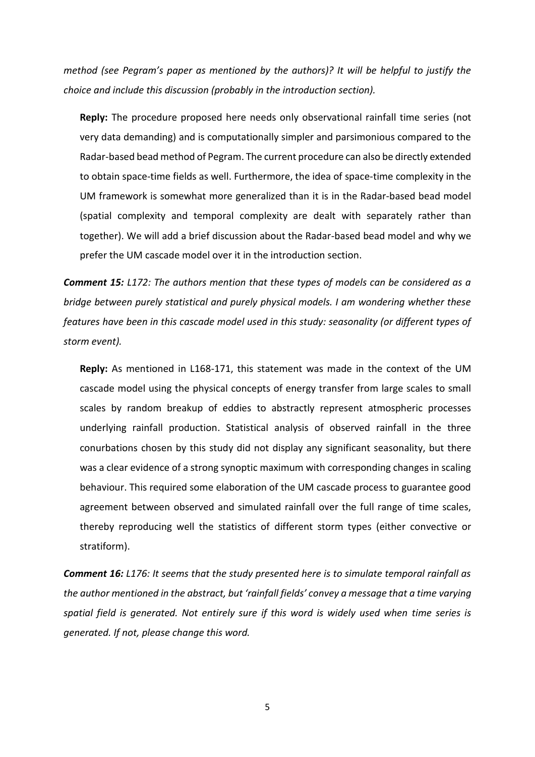*method (see Pegram's paper as mentioned by the authors)? It will be helpful to justify the choice and include this discussion (probably in the introduction section).*

**Reply:** The procedure proposed here needs only observational rainfall time series (not very data demanding) and is computationally simpler and parsimonious compared to the Radar-based bead method of Pegram. The current procedure can also be directly extended to obtain space-time fields as well. Furthermore, the idea of space-time complexity in the UM framework is somewhat more generalized than it is in the Radar-based bead model (spatial complexity and temporal complexity are dealt with separately rather than together). We will add a brief discussion about the Radar-based bead model and why we prefer the UM cascade model over it in the introduction section.

***Comment 15:*** *L172: The authors mention that these types of models can be considered as a bridge between purely statistical and purely physical models. I am wondering whether these features have been in this cascade model used in this study: seasonality (or different types of storm event).*

**Reply:** As mentioned in L168-171, this statement was made in the context of the UM cascade model using the physical concepts of energy transfer from large scales to small scales by random breakup of eddies to abstractly represent atmospheric processes underlying rainfall production. Statistical analysis of observed rainfall in the three conurbations chosen by this study did not display any significant seasonality, but there was a clear evidence of a strong synoptic maximum with corresponding changes in scaling behaviour. This required some elaboration of the UM cascade process to guarantee good agreement between observed and simulated rainfall over the full range of time scales, thereby reproducing well the statistics of different storm types (either convective or stratiform).

***Comment 16:*** *L176: It seems that the study presented here is to simulate temporal rainfall as the author mentioned in the abstract, but 'rainfall fields' convey a message that a time varying spatial field is generated. Not entirely sure if this word is widely used when time series is generated. If not, please change this word.*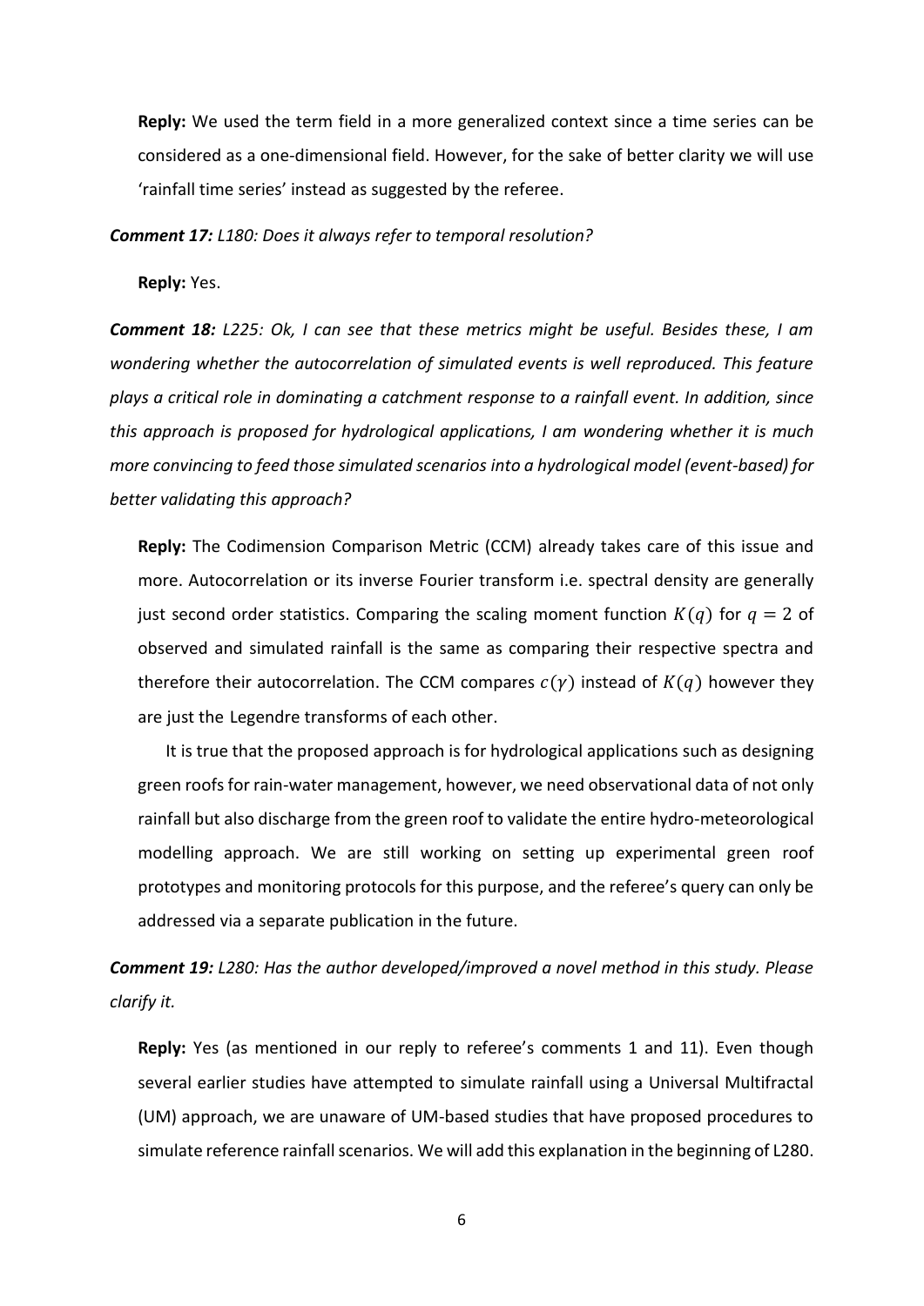**Reply:** We used the term field in a more generalized context since a time series can be considered as a one-dimensional field. However, for the sake of better clarity we will use 'rainfall time series' instead as suggested by the referee.

***Comment 17:*** *L180: Does it always refer to temporal resolution?*

**Reply:** Yes.

***Comment 18:*** *L225: Ok, I can see that these metrics might be useful. Besides these, I am wondering whether the autocorrelation of simulated events is well reproduced. This feature plays a critical role in dominating a catchment response to a rainfall event. In addition, since this approach is proposed for hydrological applications, I am wondering whether it is much more convincing to feed those simulated scenarios into a hydrological model (event-based) for better validating this approach?*

**Reply:** The Codimension Comparison Metric (CCM) already takes care of this issue and more. Autocorrelation or its inverse Fourier transform i.e. spectral density are generally just second order statistics. Comparing the scaling moment function $K(q)$ for $q = 2$ of observed and simulated rainfall is the same as comparing their respective spectra and therefore their autocorrelation. The CCM compares $c(\gamma)$ instead of $K(q)$ however they are just the Legendre transforms of each other.

It is true that the proposed approach is for hydrological applications such as designing green roofs for rain-water management, however, we need observational data of not only rainfall but also discharge from the green roof to validate the entire hydro-meteorological modelling approach. We are still working on setting up experimental green roof prototypes and monitoring protocols for this purpose, and the referee's query can only be addressed via a separate publication in the future.

***Comment 19:*** *L280: Has the author developed/improved a novel method in this study. Please clarify it.*

**Reply:** Yes (as mentioned in our reply to referee's comments 1 and 11). Even though several earlier studies have attempted to simulate rainfall using a Universal Multifractal (UM) approach, we are unaware of UM-based studies that have proposed procedures to simulate reference rainfall scenarios. We will add this explanation in the beginning of L280.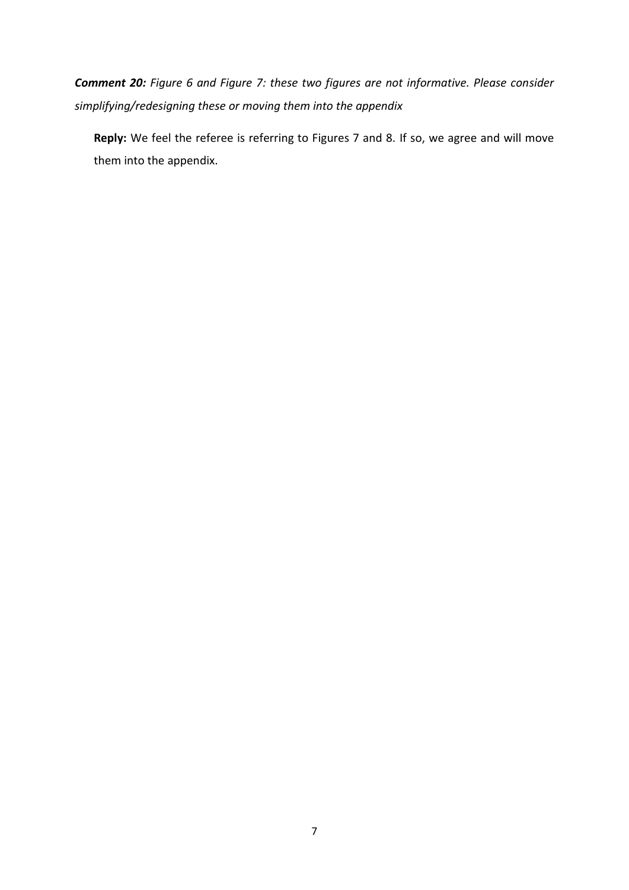***Comment 20:** Figure 6 and Figure 7: these two figures are not informative. Please consider simplifying/redesigning these or moving them into the appendix*

**Reply:** We feel the referee is referring to Figures 7 and 8. If so, we agree and will move them into the appendix.